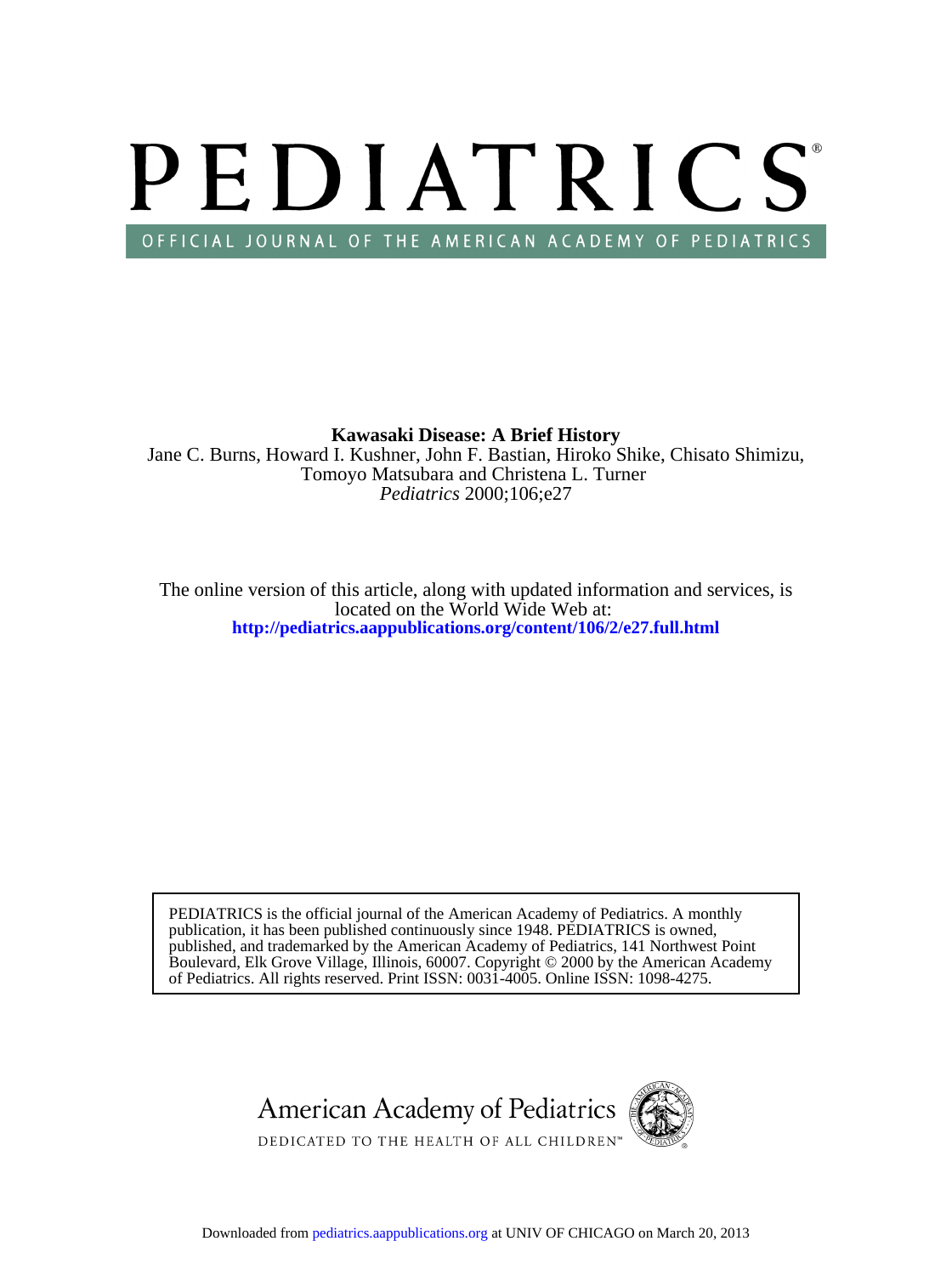# PEDIATRICS

OFFICIAL JOURNAL OF THE AMERICAN ACADEMY OF PEDIATRICS

**Kawasaki Disease: A Brief History**

Jane C. Burns, Howard I. Kushner, John F. Bastian, Hiroko Shike, Chisato Shimizu, Tomoyo Matsubara and Christena L. Turner

*Pediatrics* 2000;106;e27

The online version of this article, along with updated information and services, is located on the World Wide Web at:

**http://pediatrics.aappublications.org/content/106/2/e27.full.html**

PEDIATRICS is the official journal of the American Academy of Pediatrics. A monthly publication, it has been published continuously since 1948. PEDIATRICS is owned, published, and trademarked by the American Academy of Pediatrics, 141 Northwest Point Boulevard, Elk Grove Village, Illinois, 60007. Copyright © 2000 by the American Academy of Pediatrics. All rights reserved. Print ISSN: 0031-4005. Online ISSN: 1098-4275.

American Academy of Pediatrics

DEDICATED TO THE HEALTH OF ALL CHILDREN™

Downloaded from pediatrics.aappublications.org at UNIV OF CHICAGO on March 20, 2013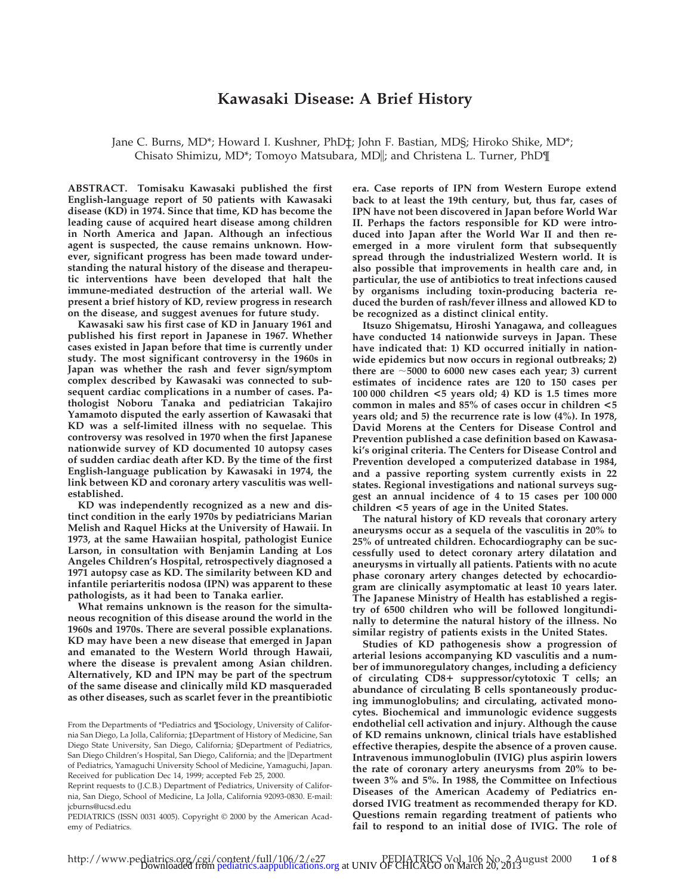# Kawasaki Disease: A Brief History

Jane C. Burns, MD*; Howard I. Kushner, PhD‡; John F. Bastian, MD§; Hiroko Shike, MD*; Chisato Shimizu, MD*; Tomoyo Matsubara, MD‖; and Christena L. Turner, PhD¶

**ABSTRACT. Tomisaku Kawasaki published the first English-language report of 50 patients with Kawasaki disease (KD) in 1974. Since that time, KD has become the leading cause of acquired heart disease among children in North America and Japan. Although an infectious agent is suspected, the cause remains unknown. However, significant progress has been made toward understanding the natural history of the disease and therapeutic interventions have been developed that halt the immune-mediated destruction of the arterial wall. We present a brief history of KD, review progress in research on the disease, and suggest avenues for future study.**

**Kawasaki saw his first case of KD in January 1961 and published his first report in Japanese in 1967. Whether cases existed in Japan before that time is currently under study. The most significant controversy in the 1960s in Japan was whether the rash and fever sign/symptom complex described by Kawasaki was connected to subsequent cardiac complications in a number of cases. Pathologist Noboru Tanaka and pediatrician Takajiro Yamamoto disputed the early assertion of Kawasaki that KD was a self-limited illness with no sequelae. This controversy was resolved in 1970 when the first Japanese nationwide survey of KD documented 10 autopsy cases of sudden cardiac death after KD. By the time of the first English-language publication by Kawasaki in 1974, the link between KD and coronary artery vasculitis was well-established.**

**KD was independently recognized as a new and distinct condition in the early 1970s by pediatricians Marian Melish and Raquel Hicks at the University of Hawaii. In 1973, at the same Hawaiian hospital, pathologist Eunice Larson, in consultation with Benjamin Landing at Los Angeles Children's Hospital, retrospectively diagnosed a 1971 autopsy case as KD. The similarity between KD and infantile periarteritis nodosa (IPN) was apparent to these pathologists, as it had been to Tanaka earlier.**

**What remains unknown is the reason for the simultaneous recognition of this disease around the world in the 1960s and 1970s. There are several possible explanations. KD may have been a new disease that emerged in Japan and emanated to the Western World through Hawaii, where the disease is prevalent among Asian children. Alternatively, KD and IPN may be part of the spectrum of the same disease and clinically mild KD masqueraded as other diseases, such as scarlet fever in the preantibiotic era. Case reports of IPN from Western Europe extend back to at least the 19th century, but, thus far, cases of IPN have not been discovered in Japan before World War II. Perhaps the factors responsible for KD were introduced into Japan after the World War II and then reemerged in a more virulent form that subsequently spread through the industrialized Western world. It is also possible that improvements in health care and, in particular, the use of antibiotics to treat infections caused by organisms including toxin-producing bacteria reduced the burden of rash/fever illness and allowed KD to be recognized as a distinct clinical entity.**

**Itsuzo Shigematsu, Hiroshi Yanagawa, and colleagues have conducted 14 nationwide surveys in Japan. These have indicated that: 1) KD occurred initially in nationwide epidemics but now occurs in regional outbreaks; 2) there are ~5000 to 6000 new cases each year; 3) current estimates of incidence rates are 120 to 150 cases per 100 000 children <5 years old; 4) KD is 1.5 times more common in males and 85% of cases occur in children <5 years old; and 5) the recurrence rate is low (4%). In 1978, David Morens at the Centers for Disease Control and Prevention published a case definition based on Kawasaki's original criteria. The Centers for Disease Control and Prevention developed a computerized database in 1984, and a passive reporting system currently exists in 22 states. Regional investigations and national surveys suggest an annual incidence of 4 to 15 cases per 100 000 children <5 years of age in the United States.**

**The natural history of KD reveals that coronary artery aneurysms occur as a sequela of the vasculitis in 20% to 25% of untreated children. Echocardiography can be successfully used to detect coronary artery dilatation and aneurysms in virtually all patients. Patients with no acute phase coronary artery changes detected by echocardiogram are clinically asymptomatic at least 10 years later. The Japanese Ministry of Health has established a registry of 6500 children who will be followed longitudinally to determine the natural history of the illness. No similar registry of patients exists in the United States.**

**Studies of KD pathogenesis show a progression of arterial lesions accompanying KD vasculitis and a number of immunoregulatory changes, including a deficiency of circulating CD8+ suppressor/cytotoxic T cells; an abundance of circulating B cells spontaneously producing immunoglobulins; and circulating, activated monocytes. Biochemical and immunologic evidence suggests endothelial cell activation and injury. Although the cause of KD remains unknown, clinical trials have established effective therapies, despite the absence of a proven cause. Intravenous immunoglobulin (IVIG) plus aspirin lowers the rate of coronary artery aneurysms from 20% to between 3% and 5%. In 1988, the Committee on Infectious Diseases of the American Academy of Pediatrics endorsed IVIG treatment as recommended therapy for KD. Questions remain regarding treatment of patients who fail to respond to an initial dose of IVIG. The role of**

From the Departments of *Pediatrics and ¶Sociology, University of California San Diego, La Jolla, California; ‡Department of History of Medicine, San Diego State University, San Diego, California; §Department of Pediatrics, San Diego Children's Hospital, San Diego, California; and the ‖Department of Pediatrics, Yamaguchi University School of Medicine, Yamaguchi, Japan.

Received for publication Dec 14, 1999; accepted Feb 25, 2000.

Reprint requests to (J.C.B.) Department of Pediatrics, University of California, San Diego, School of Medicine, La Jolla, California 92093-0830. E-mail: jcburns@ucsd.edu

PEDIATRICS (ISSN 0031 4005). Copyright © 2000 by the American Academy of Pediatrics.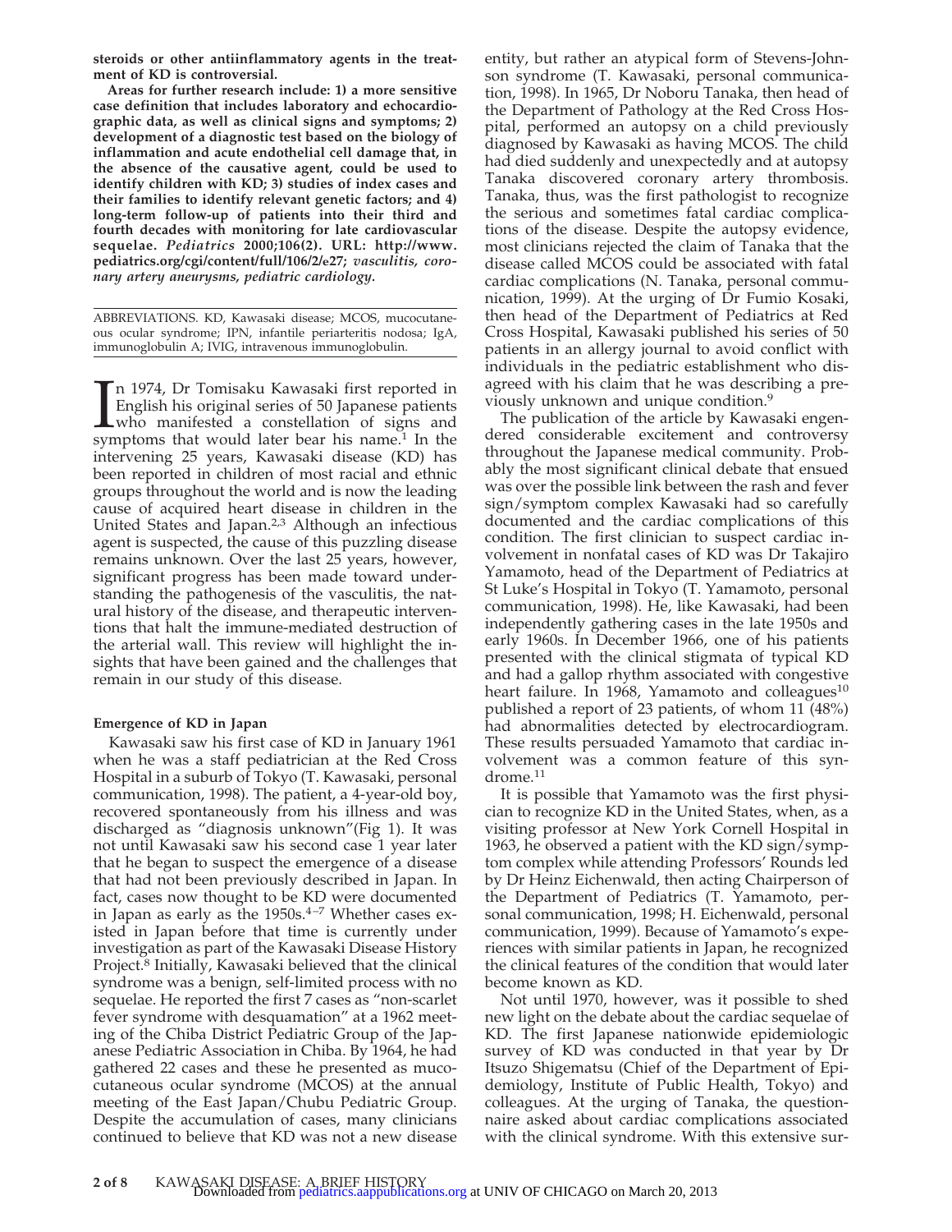**steroids or other antiinflammatory agents in the treatment of KD is controversial.**

**Areas for further research include: 1) a more sensitive case definition that includes laboratory and echocardiographic data, as well as clinical signs and symptoms; 2) development of a diagnostic test based on the biology of inflammation and acute endothelial cell damage that, in the absence of the causative agent, could be used to identify children with KD; 3) studies of index cases and their families to identify relevant genetic factors; and 4) long-term follow-up of patients into their third and fourth decades with monitoring for late cardiovascular sequelae.** ***Pediatrics*** **2000;106(2). URL: http://www.pediatrics.org/cgi/content/full/106/2/e27;** ***vasculitis, coronary artery aneurysms, pediatric cardiology.***

ABBREVIATIONS. KD, Kawasaki disease; MCOS, mucocutaneous ocular syndrome; IPN, infantile periarteritis nodosa; IgA, immunoglobulin A; IVIG, intravenous immunoglobulin.

In 1974, Dr Tomisaku Kawasaki first reported in English his original series of 50 Japanese patients who manifested a constellation of signs and symptoms that would later bear his name.[1] In the intervening 25 years, Kawasaki disease (KD) has been reported in children of most racial and ethnic groups throughout the world and is now the leading cause of acquired heart disease in children in the United States and Japan.[2,3] Although an infectious agent is suspected, the cause of this puzzling disease remains unknown. Over the last 25 years, however, significant progress has been made toward understanding the pathogenesis of the vasculitis, the natural history of the disease, and therapeutic interventions that halt the immune-mediated destruction of the arterial wall. This review will highlight the insights that have been gained and the challenges that remain in our study of this disease.

#### Emergence of KD in Japan

Kawasaki saw his first case of KD in January 1961 when he was a staff pediatrician at the Red Cross Hospital in a suburb of Tokyo (T. Kawasaki, personal communication, 1998). The patient, a 4-year-old boy, recovered spontaneously from his illness and was discharged as "diagnosis unknown"(Fig 1). It was not until Kawasaki saw his second case 1 year later that he began to suspect the emergence of a disease that had not been previously described in Japan. In fact, cases now thought to be KD were documented in Japan as early as the 1950s.[4–7] Whether cases existed in Japan before that time is currently under investigation as part of the Kawasaki Disease History Project.[8] Initially, Kawasaki believed that the clinical syndrome was a benign, self-limited process with no sequelae. He reported the first 7 cases as "non-scarlet fever syndrome with desquamation" at a 1962 meeting of the Chiba District Pediatric Group of the Japanese Pediatric Association in Chiba. By 1964, he had gathered 22 cases and these he presented as mucocutaneous ocular syndrome (MCOS) at the annual meeting of the East Japan/Chubu Pediatric Group. Despite the accumulation of cases, many clinicians continued to believe that KD was not a new disease entity, but rather an atypical form of Stevens-Johnson syndrome (T. Kawasaki, personal communication, 1998). In 1965, Dr Noboru Tanaka, then head of the Department of Pathology at the Red Cross Hospital, performed an autopsy on a child previously diagnosed by Kawasaki as having MCOS. The child had died suddenly and unexpectedly and at autopsy Tanaka discovered coronary artery thrombosis. Tanaka, thus, was the first pathologist to recognize the serious and sometimes fatal cardiac complications of the disease. Despite the autopsy evidence, most clinicians rejected the claim of Tanaka that the disease called MCOS could be associated with fatal cardiac complications (N. Tanaka, personal communication, 1999). At the urging of Dr Fumio Kosaki, then head of the Department of Pediatrics at Red Cross Hospital, Kawasaki published his series of 50 patients in an allergy journal to avoid conflict with individuals in the pediatric establishment who disagreed with his claim that he was describing a previously unknown and unique condition.[9]

The publication of the article by Kawasaki engendered considerable excitement and controversy throughout the Japanese medical community. Probably the most significant clinical debate that ensued was over the possible link between the rash and fever sign/symptom complex Kawasaki had so carefully documented and the cardiac complications of this condition. The first clinician to suspect cardiac involvement in nonfatal cases of KD was Dr Takajiro Yamamoto, head of the Department of Pediatrics at St Luke's Hospital in Tokyo (T. Yamamoto, personal communication, 1998). He, like Kawasaki, had been independently gathering cases in the late 1950s and early 1960s. In December 1966, one of his patients presented with the clinical stigmata of typical KD and had a gallop rhythm associated with congestive heart failure. In 1968, Yamamoto and colleagues[10] published a report of 23 patients, of whom 11 (48%) had abnormalities detected by electrocardiogram. These results persuaded Yamamoto that cardiac involvement was a common feature of this syndrome.[11]

It is possible that Yamamoto was the first physician to recognize KD in the United States, when, as a visiting professor at New York Cornell Hospital in 1963, he observed a patient with the KD sign/symptom complex while attending Professors' Rounds led by Dr Heinz Eichenwald, then acting Chairperson of the Department of Pediatrics (T. Yamamoto, personal communication, 1998; H. Eichenwald, personal communication, 1999). Because of Yamamoto's experiences with similar patients in Japan, he recognized the clinical features of the condition that would later become known as KD.

Not until 1970, however, was it possible to shed new light on the debate about the cardiac sequelae of KD. The first Japanese nationwide epidemiologic survey of KD was conducted in that year by Dr Itsuzo Shigematsu (Chief of the Department of Epidemiology, Institute of Public Health, Tokyo) and colleagues. At the urging of Tanaka, the questionnaire asked about cardiac complications associated with the clinical syndrome. With this extensive sur-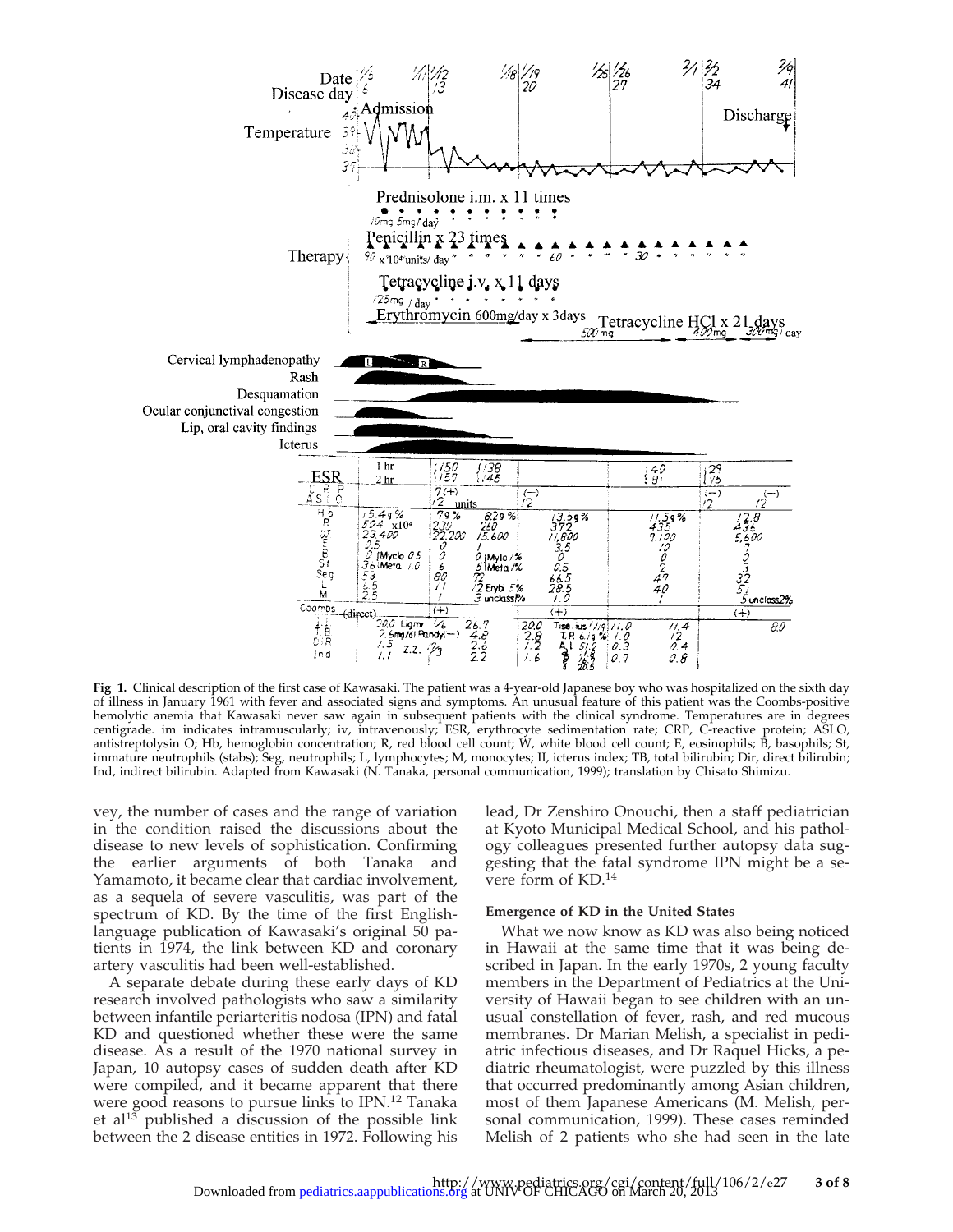**Fig 1.** Clinical description of the first case of Kawasaki. The patient was a 4-year-old Japanese boy who was hospitalized on the sixth day of illness in January 1961 with fever and associated signs and symptoms. An unusual feature of this patient was the Coombs-positive hemolytic anemia that Kawasaki never saw again in subsequent patients with the clinical syndrome. Temperatures are in degrees centigrade. im indicates intramuscularly; iv, intravenously; ESR, erythrocyte sedimentation rate; CRP, C-reactive protein; ASLO, antistreptolysin O; Hb, hemoglobin concentration; R, red blood cell count; W, white blood cell count; E, eosinophils; B, basophils; St, immature neutrophils (stabs); Seg, neutrophils; L, lymphocytes; M, monocytes; II, icterus index; TB, total bilirubin; Dir, direct bilirubin; Ind, indirect bilirubin. Adapted from Kawasaki (N. Tanaka, personal communication, 1999); translation by Chisato Shimizu.

vey, the number of cases and the range of variation in the condition raised the discussions about the disease to new levels of sophistication. Confirming the earlier arguments of both Tanaka and Yamamoto, it became clear that cardiac involvement, as a sequela of severe vasculitis, was part of the spectrum of KD. By the time of the first English-language publication of Kawasaki's original 50 patients in 1974, the link between KD and coronary artery vasculitis had been well-established.

A separate debate during these early days of KD research involved pathologists who saw a similarity between infantile periarteritis nodosa (IPN) and fatal KD and questioned whether these were the same disease. As a result of the 1970 national survey in Japan, 10 autopsy cases of sudden death after KD were compiled, and it became apparent that there were good reasons to pursue links to IPN.[12] Tanaka et al[13] published a discussion of the possible link between the 2 disease entities in 1972. Following his lead, Dr Zenshiro Onouchi, then a staff pediatrician at Kyoto Municipal Medical School, and his pathology colleagues presented further autopsy data suggesting that the fatal syndrome IPN might be a severe form of KD.[14]

#### Emergence of KD in the United States

What we now know as KD was also being noticed in Hawaii at the same time that it was being described in Japan. In the early 1970s, 2 young faculty members in the Department of Pediatrics at the University of Hawaii began to see children with an unusual constellation of fever, rash, and red mucous membranes. Dr Marian Melish, a specialist in pediatric infectious diseases, and Dr Raquel Hicks, a pediatric rheumatologist, were puzzled by this illness that occurred predominantly among Asian children, most of them Japanese Americans (M. Melish, personal communication, 1999). These cases reminded Melish of 2 patients who she had seen in the late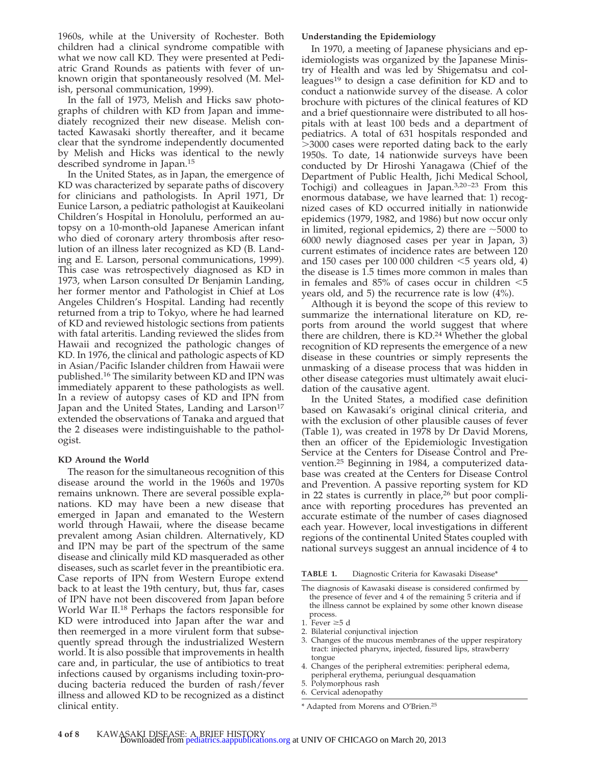1960s, while at the University of Rochester. Both children had a clinical syndrome compatible with what we now call KD. They were presented at Pediatric Grand Rounds as patients with fever of unknown origin that spontaneously resolved (M. Melish, personal communication, 1999).

In the fall of 1973, Melish and Hicks saw photographs of children with KD from Japan and immediately recognized their new disease. Melish contacted Kawasaki shortly thereafter, and it became clear that the syndrome independently documented by Melish and Hicks was identical to the newly described syndrome in Japan.[15]

In the United States, as in Japan, the emergence of KD was characterized by separate paths of discovery for clinicians and pathologists. In April 1971, Dr Eunice Larson, a pediatric pathologist at Kauikeolani Children's Hospital in Honolulu, performed an autopsy on a 10-month-old Japanese American infant who died of coronary artery thrombosis after resolution of an illness later recognized as KD (B. Landing and E. Larson, personal communications, 1999). This case was retrospectively diagnosed as KD in 1973, when Larson consulted Dr Benjamin Landing, her former mentor and Pathologist in Chief at Los Angeles Children's Hospital. Landing had recently returned from a trip to Tokyo, where he had learned of KD and reviewed histologic sections from patients with fatal arteritis. Landing reviewed the slides from Hawaii and recognized the pathologic changes of KD. In 1976, the clinical and pathologic aspects of KD in Asian/Pacific Islander children from Hawaii were published.[16] The similarity between KD and IPN was immediately apparent to these pathologists as well. In a review of autopsy cases of KD and IPN from Japan and the United States, Landing and Larson[17] extended the observations of Tanaka and argued that the 2 diseases were indistinguishable to the pathologist.

**KD Around the World**

The reason for the simultaneous recognition of this disease around the world in the 1960s and 1970s remains unknown. There are several possible explanations. KD may have been a new disease that emerged in Japan and emanated to the Western world through Hawaii, where the disease became prevalent among Asian children. Alternatively, KD and IPN may be part of the spectrum of the same disease and clinically mild KD masqueraded as other diseases, such as scarlet fever in the preantibiotic era. Case reports of IPN from Western Europe extend back to at least the 19th century, but, thus far, cases of IPN have not been discovered from Japan before World War II.[18] Perhaps the factors responsible for KD were introduced into Japan after the war and then reemerged in a more virulent form that subsequently spread through the industrialized Western world. It is also possible that improvements in health care and, in particular, the use of antibiotics to treat infections caused by organisms including toxin-producing bacteria reduced the burden of rash/fever illness and allowed KD to be recognized as a distinct clinical entity.

**Understanding the Epidemiology**

In 1970, a meeting of Japanese physicians and epidemiologists was organized by the Japanese Ministry of Health and was led by Shigematsu and colleagues[19] to design a case definition for KD and to conduct a nationwide survey of the disease. A color brochure with pictures of the clinical features of KD and a brief questionnaire were distributed to all hospitals with at least 100 beds and a department of pediatrics. A total of 631 hospitals responded and >3000 cases were reported dating back to the early 1950s. To date, 14 nationwide surveys have been conducted by Dr Hiroshi Yanagawa (Chief of the Department of Public Health, Jichi Medical School, Tochigi) and colleagues in Japan.[3,20–23] From this enormous database, we have learned that: 1) recognized cases of KD occurred initially in nationwide epidemics (1979, 1982, and 1986) but now occur only in limited, regional epidemics, 2) there are ~5000 to 6000 newly diagnosed cases per year in Japan, 3) current estimates of incidence rates are between 120 and 150 cases per 100 000 children <5 years old, 4) the disease is 1.5 times more common in males than in females and 85% of cases occur in children <5 years old, and 5) the recurrence rate is low (4%).

Although it is beyond the scope of this review to summarize the international literature on KD, reports from around the world suggest that where there are children, there is KD.[24] Whether the global recognition of KD represents the emergence of a new disease in these countries or simply represents the unmasking of a disease process that was hidden in other disease categories must ultimately await elucidation of the causative agent.

In the United States, a modified case definition based on Kawasaki's original clinical criteria, and with the exclusion of other plausible causes of fever (Table 1), was created in 1978 by Dr David Morens, then an officer of the Epidemiologic Investigation Service at the Centers for Disease Control and Prevention.[25] Beginning in 1984, a computerized database was created at the Centers for Disease Control and Prevention. A passive reporting system for KD in 22 states is currently in place,[26] but poor compliance with reporting procedures has prevented an accurate estimate of the number of cases diagnosed each year. However, local investigations in different regions of the continental United States coupled with national surveys suggest an annual incidence of 4 to

**TABLE 1.** Diagnostic Criteria for Kawasaki Disease*

The diagnosis of Kawasaki disease is considered confirmed by the presence of fever and 4 of the remaining 5 criteria and if the illness cannot be explained by some other known disease process.

1. Fever ≥5 d
2. Bilateral conjunctival injection
3. Changes of the mucous membranes of the upper respiratory tract: injected pharynx, injected, fissured lips, strawberry tongue
4. Changes of the peripheral extremities: peripheral edema, peripheral erythema, periungual desquamation
5. Polymorphous rash
6. Cervical adenopathy

\* Adapted from Morens and O'Brien.[25]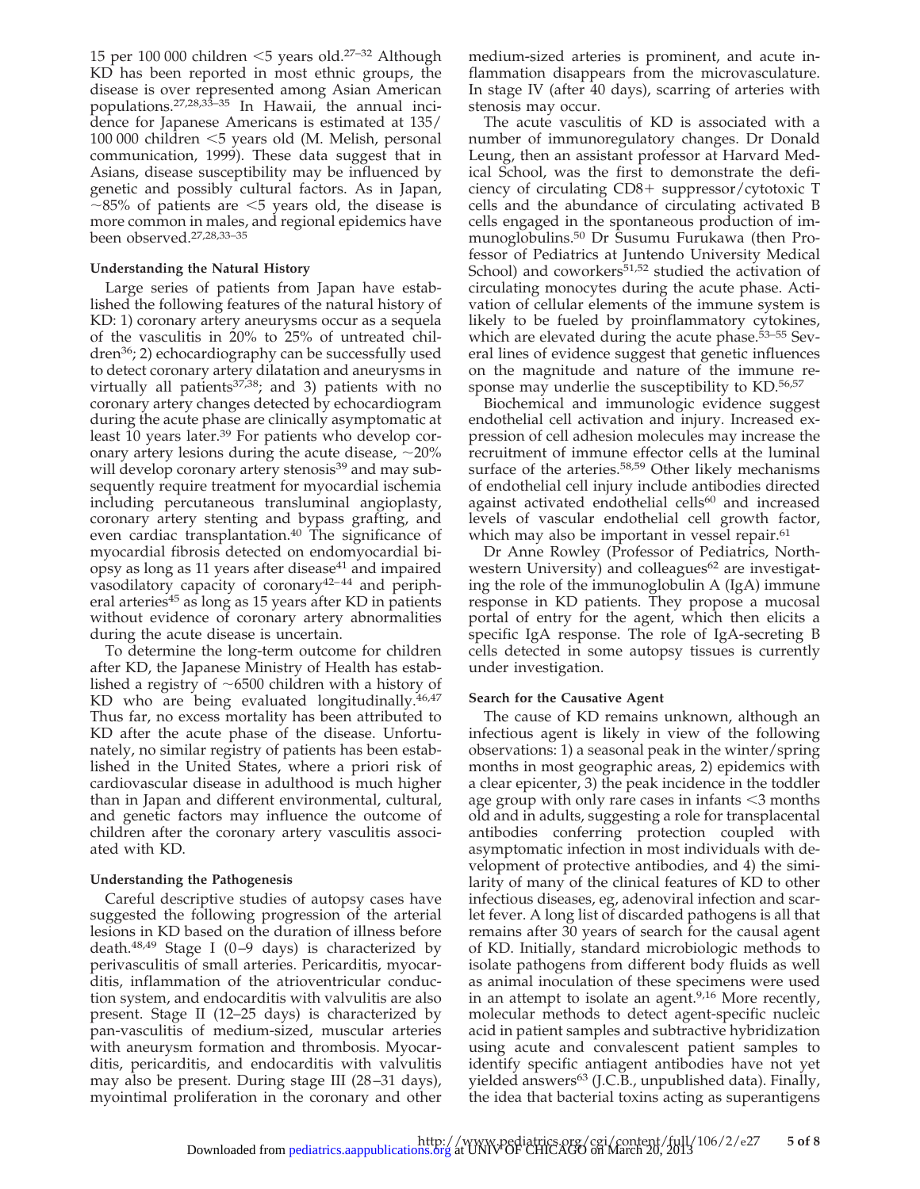15 per 100 000 children <5 years old.[27–32] Although KD has been reported in most ethnic groups, the disease is over represented among Asian American populations.[27,28,33–35] In Hawaii, the annual incidence for Japanese Americans is estimated at 135/100 000 children <5 years old (M. Melish, personal communication, 1999). These data suggest that in Asians, disease susceptibility may be influenced by genetic and possibly cultural factors. As in Japan, ~85% of patients are <5 years old, the disease is more common in males, and regional epidemics have been observed.[27,28,33–35]

### Understanding the Natural History

Large series of patients from Japan have established the following features of the natural history of KD: 1) coronary artery aneurysms occur as a sequela of the vasculitis in 20% to 25% of untreated children[36]; 2) echocardiography can be successfully used to detect coronary artery dilatation and aneurysms in virtually all patients[37,38]; and 3) patients with no coronary artery changes detected by echocardiogram during the acute phase are clinically asymptomatic at least 10 years later.[39] For patients who develop coronary artery lesions during the acute disease, ~20% will develop coronary artery stenosis[39] and may subsequently require treatment for myocardial ischemia including percutaneous transluminal angioplasty, coronary artery stenting and bypass grafting, and even cardiac transplantation.[40] The significance of myocardial fibrosis detected on endomyocardial biopsy as long as 11 years after disease[41] and impaired vasodilatory capacity of coronary[42–44] and peripheral arteries[45] as long as 15 years after KD in patients without evidence of coronary artery abnormalities during the acute disease is uncertain.

To determine the long-term outcome for children after KD, the Japanese Ministry of Health has established a registry of ~6500 children with a history of KD who are being evaluated longitudinally.[46,47] Thus far, no excess mortality has been attributed to KD after the acute phase of the disease. Unfortunately, no similar registry of patients has been established in the United States, where a priori risk of cardiovascular disease in adulthood is much higher than in Japan and different environmental, cultural, and genetic factors may influence the outcome of children after the coronary artery vasculitis associated with KD.

### Understanding the Pathogenesis

Careful descriptive studies of autopsy cases have suggested the following progression of the arterial lesions in KD based on the duration of illness before death.[48,49] Stage I (0–9 days) is characterized by perivasculitis of small arteries. Pericarditis, myocarditis, inflammation of the atrioventricular conduction system, and endocarditis with valvulitis are also present. Stage II (12–25 days) is characterized by pan-vasculitis of medium-sized, muscular arteries with aneurysm formation and thrombosis. Myocarditis, pericarditis, and endocarditis with valvulitis may also be present. During stage III (28–31 days), myointimal proliferation in the coronary and other medium-sized arteries is prominent, and acute inflammation disappears from the microvasculature. In stage IV (after 40 days), scarring of arteries with stenosis may occur.

The acute vasculitis of KD is associated with a number of immunoregulatory changes. Dr Donald Leung, then an assistant professor at Harvard Medical School, was the first to demonstrate the deficiency of circulating CD8+ suppressor/cytotoxic T cells and the abundance of circulating activated B cells engaged in the spontaneous production of immunoglobulins.[50] Dr Susumu Furukawa (then Professor of Pediatrics at Juntendo University Medical School) and coworkers[51,52] studied the activation of circulating monocytes during the acute phase. Activation of cellular elements of the immune system is likely to be fueled by proinflammatory cytokines, which are elevated during the acute phase.[53–55] Several lines of evidence suggest that genetic influences on the magnitude and nature of the immune response may underlie the susceptibility to KD.[56,57]

Biochemical and immunologic evidence suggest endothelial cell activation and injury. Increased expression of cell adhesion molecules may increase the recruitment of immune effector cells at the luminal surface of the arteries.[58,59] Other likely mechanisms of endothelial cell injury include antibodies directed against activated endothelial cells[60] and increased levels of vascular endothelial cell growth factor, which may also be important in vessel repair.[61]

Dr Anne Rowley (Professor of Pediatrics, Northwestern University) and colleagues[62] are investigating the role of the immunoglobulin A (IgA) immune response in KD patients. They propose a mucosal portal of entry for the agent, which then elicits a specific IgA response. The role of IgA-secreting B cells detected in some autopsy tissues is currently under investigation.

### Search for the Causative Agent

The cause of KD remains unknown, although an infectious agent is likely in view of the following observations: 1) a seasonal peak in the winter/spring months in most geographic areas, 2) epidemics with a clear epicenter, 3) the peak incidence in the toddler age group with only rare cases in infants <3 months old and in adults, suggesting a role for transplacental antibodies conferring protection coupled with asymptomatic infection in most individuals with development of protective antibodies, and 4) the similarity of many of the clinical features of KD to other infectious diseases, eg, adenoviral infection and scarlet fever. A long list of discarded pathogens is all that remains after 30 years of search for the causal agent of KD. Initially, standard microbiologic methods to isolate pathogens from different body fluids as well as animal inoculation of these specimens were used in an attempt to isolate an agent.[9,16] More recently, molecular methods to detect agent-specific nucleic acid in patient samples and subtractive hybridization using acute and convalescent patient samples to identify specific antiagent antibodies have not yet yielded answers[63] (J.C.B., unpublished data). Finally, the idea that bacterial toxins acting as superantigens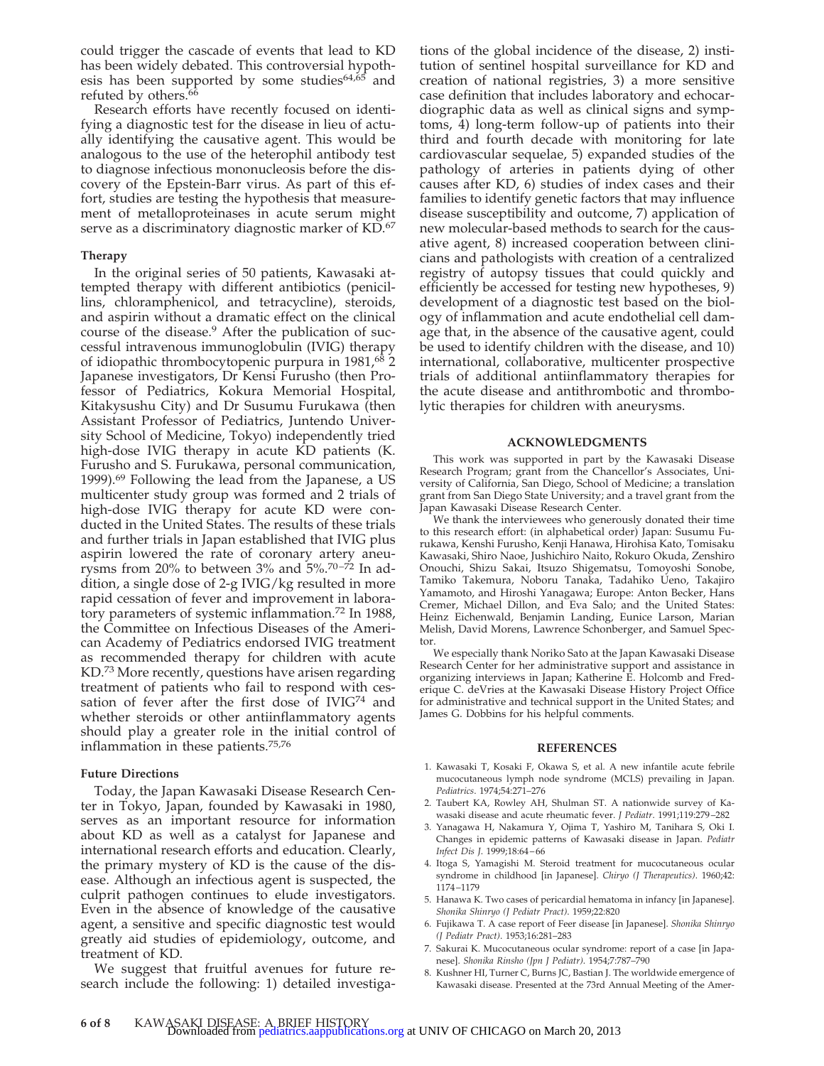could trigger the cascade of events that lead to KD has been widely debated. This controversial hypothesis has been supported by some studies[64,65] and refuted by others.[66]

Research efforts have recently focused on identifying a diagnostic test for the disease in lieu of actually identifying the causative agent. This would be analogous to the use of the heterophil antibody test to diagnose infectious mononucleosis before the discovery of the Epstein-Barr virus. As part of this effort, studies are testing the hypothesis that measurement of metalloproteinases in acute serum might serve as a discriminatory diagnostic marker of KD.[67]

### Therapy

In the original series of 50 patients, Kawasaki attempted therapy with different antibiotics (penicillins, chloramphenicol, and tetracycline), steroids, and aspirin without a dramatic effect on the clinical course of the disease.[9] After the publication of successful intravenous immunoglobulin (IVIG) therapy of idiopathic thrombocytopenic purpura in 1981,[68] 2 Japanese investigators, Dr Kensi Furusho (then Professor of Pediatrics, Kokura Memorial Hospital, Kitakysushu City) and Dr Susumu Furukawa (then Assistant Professor of Pediatrics, Juntendo University School of Medicine, Tokyo) independently tried high-dose IVIG therapy in acute KD patients (K. Furusho and S. Furukawa, personal communication, 1999).[69] Following the lead from the Japanese, a US multicenter study group was formed and 2 trials of high-dose IVIG therapy for acute KD were conducted in the United States. The results of these trials and further trials in Japan established that IVIG plus aspirin lowered the rate of coronary artery aneurysms from 20% to between 3% and 5%.[70–72] In addition, a single dose of 2-g IVIG/kg resulted in more rapid cessation of fever and improvement in laboratory parameters of systemic inflammation.[72] In 1988, the Committee on Infectious Diseases of the American Academy of Pediatrics endorsed IVIG treatment as recommended therapy for children with acute KD.[73] More recently, questions have arisen regarding treatment of patients who fail to respond with cessation of fever after the first dose of IVIG[74] and whether steroids or other antiinflammatory agents should play a greater role in the initial control of inflammation in these patients.[75,76]

### Future Directions

Today, the Japan Kawasaki Disease Research Center in Tokyo, Japan, founded by Kawasaki in 1980, serves as an important resource for information about KD as well as a catalyst for Japanese and international research efforts and education. Clearly, the primary mystery of KD is the cause of the disease. Although an infectious agent is suspected, the culprit pathogen continues to elude investigators. Even in the absence of knowledge of the causative agent, a sensitive and specific diagnostic test would greatly aid studies of epidemiology, outcome, and treatment of KD.

We suggest that fruitful avenues for future research include the following: 1) detailed investigations of the global incidence of the disease, 2) institution of sentinel hospital surveillance for KD and creation of national registries, 3) a more sensitive case definition that includes laboratory and echocardiographic data as well as clinical signs and symptoms, 4) long-term follow-up of patients into their third and fourth decade with monitoring for late cardiovascular sequelae, 5) expanded studies of the pathology of arteries in patients dying of other causes after KD, 6) studies of index cases and their families to identify genetic factors that may influence disease susceptibility and outcome, 7) application of new molecular-based methods to search for the causative agent, 8) increased cooperation between clinicians and pathologists with creation of a centralized registry of autopsy tissues that could quickly and efficiently be accessed for testing new hypotheses, 9) development of a diagnostic test based on the biology of inflammation and acute endothelial cell damage that, in the absence of the causative agent, could be used to identify children with the disease, and 10) international, collaborative, multicenter prospective trials of additional antiinflammatory therapies for the acute disease and antithrombotic and thrombolytic therapies for children with aneurysms.

## ACKNOWLEDGMENTS

This work was supported in part by the Kawasaki Disease Research Program; grant from the Chancellor's Associates, University of California, San Diego, School of Medicine; a translation grant from San Diego State University; and a travel grant from the Japan Kawasaki Disease Research Center.

We thank the interviewees who generously donated their time to this research effort: (in alphabetical order) Japan: Susumu Furukawa, Kenshi Furusho, Kenji Hanawa, Hirohisa Kato, Tomisaku Kawasaki, Shiro Naoe, Jushichiro Naito, Rokuro Okuda, Zenshiro Onouchi, Shizu Sakai, Itsuzo Shigematsu, Tomoyoshi Sonobe, Tamiko Takemura, Noboru Tanaka, Tadahiko Ueno, Takajiro Yamamoto, and Hiroshi Yanagawa; Europe: Anton Becker, Hans Cremer, Michael Dillon, and Eva Salo; and the United States: Heinz Eichenwald, Benjamin Landing, Eunice Larson, Marian Melish, David Morens, Lawrence Schonberger, and Samuel Spector.

We especially thank Noriko Sato at the Japan Kawasaki Disease Research Center for her administrative support and assistance in organizing interviews in Japan; Katherine E. Holcomb and Frederique C. deVries at the Kawasaki Disease History Project Office for administrative and technical support in the United States; and James G. Dobbins for his helpful comments.

## REFERENCES

1. Kawasaki T, Kosaki F, Okawa S, et al. A new infantile acute febrile mucocutaneous lymph node syndrome (MCLS) prevailing in Japan. *Pediatrics*. 1974;54:271–276
2. Taubert KA, Rowley AH, Shulman ST. A nationwide survey of Kawasaki disease and acute rheumatic fever. *J Pediatr*. 1991;119:279–282
3. Yanagawa H, Nakamura Y, Ojima T, Yashiro M, Tanihara S, Oki I. Changes in epidemic patterns of Kawasaki disease in Japan. *Pediatr Infect Dis J*. 1999;18:64–66
4. Itoga S, Yamagishi M. Steroid treatment for mucocutaneous ocular syndrome in childhood [in Japanese]. *Chiryo (J Therapeutics)*. 1960;42:1174–1179
5. Hanawa K. Two cases of pericardial hematoma in infancy [in Japanese]. *Shonika Shinryo (J Pediatr Pract)*. 1959;22:820
6. Fujikawa T. A case report of Feer disease [in Japanese]. *Shonika Shinryo (J Pediatr Pract)*. 1953;16:281–283
7. Sakurai K. Mucocutaneous ocular syndrome: report of a case [in Japanese]. *Shonika Rinsho (Jpn J Pediatr)*. 1954;7:787–790
8. Kushner HI, Turner C, Burns JC, Bastian J. The worldwide emergence of Kawasaki disease. Presented at the 73rd Annual Meeting of the Amer-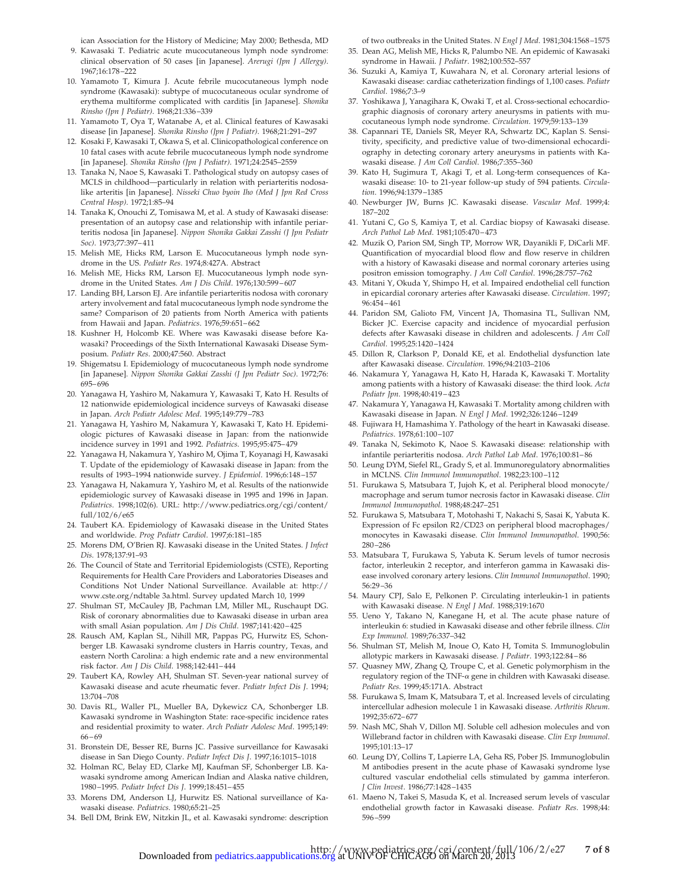ican Association for the History of Medicine; May 2000; Bethesda, MD

9. Kawasaki T. Pediatric acute mucocutaneous lymph node syndrome: clinical observation of 50 cases [in Japanese]. *Arerugi (Jpn J Allergy)*. 1967;16:178–222
10. Yamamoto T, Kimura J. Acute febrile mucocutaneous lymph node syndrome (Kawasaki): subtype of mucocutaneous ocular syndrome of erythema multiforme complicated with carditis [in Japanese]. *Shonika Rinsho (Jpn J Pediatr)*. 1968;21:336–339
11. Yamamoto T, Oya T, Watanabe A, et al. Clinical features of Kawasaki disease [in Japanese]. *Shonika Rinsho (Jpn J Pediatr)*. 1968;21:291–297
12. Kosaki F, Kawasaki T, Okawa S, et al. Clinicopathological conference on 10 fatal cases with acute febrile mucocutaneous lymph node syndrome [in Japanese]. *Shonika Rinsho (Jpn J Pediatr)*. 1971;24:2545–2559
13. Tanaka N, Naoe S, Kawasaki T. Pathological study on autopsy cases of MCLS in childhood—particularly in relation with periarteritis nodosa-like arteritis [in Japanese]. *Nisseki Chuo byoin Iho (Med J Jpn Red Cross Central Hosp)*. 1972;1:85–94
14. Tanaka K, Onouchi Z, Tomisawa M, et al. A study of Kawasaki disease: presentation of an autopsy case and relationship with infantile periarteritis nodosa [in Japanese]. *Nippon Shonika Gakkai Zasshi (J Jpn Pediatr Soc)*. 1973;77:397–411
15. Melish ME, Hicks RM, Larson E. Mucocutaneous lymph node syndrome in the US. *Pediatr Res*. 1974;8:427A. Abstract
16. Melish ME, Hicks RM, Larson EJ. Mucocutaneous lymph node syndrome in the United States. *Am J Dis Child*. 1976;130:599–607
17. Landing BH, Larson EJ. Are infantile periarteritis nodosa with coronary artery involvement and fatal mucocutaneous lymph node syndrome the same? Comparison of 20 patients from North America with patients from Hawaii and Japan. *Pediatrics*. 1976;59:651–662
18. Kushner H, Holcomb KE. Where was Kawasaki disease before Kawasaki? Proceedings of the Sixth International Kawasaki Disease Symposium. *Pediatr Res*. 2000;47:560. Abstract
19. Shigematsu I. Epidemiology of mucocutaneous lymph node syndrome [in Japanese]. *Nippon Shonika Gakkai Zasshi (J Jpn Pediatr Soc)*. 1972;76: 695–696
20. Yanagawa H, Yashiro M, Nakamura Y, Kawasaki T, Kato H. Results of 12 nationwide epidemiological incidence surveys of Kawasaki disease in Japan. *Arch Pediatr Adolesc Med*. 1995;149:779–783
21. Yanagawa H, Yashiro M, Nakamura Y, Kawasaki T, Kato H. Epidemiologic pictures of Kawasaki disease in Japan: from the nationwide incidence survey in 1991 and 1992. *Pediatrics*. 1995;95:475–479
22. Yanagawa H, Nakamura Y, Yashiro M, Ojima T, Koyanagi H, Kawasaki T. Update of the epidemiology of Kawasaki disease in Japan: from the results of 1993–1994 nationwide survey. *J Epidemiol*. 1996;6:148–157
23. Yanagawa H, Nakamura Y, Yashiro M, et al. Results of the nationwide epidemiologic survey of Kawasaki disease in 1995 and 1996 in Japan. *Pediatrics*. 1998;102(6). URL: http://www.pediatrics.org/cgi/content/full/102/6/e65
24. Taubert KA. Epidemiology of Kawasaki disease in the United States and worldwide. *Prog Pediatr Cardiol*. 1997;6:181–185
25. Morens DM, O'Brien RJ. Kawasaki disease in the United States. *J Infect Dis*. 1978;137:91–93
26. The Council of State and Territorial Epidemiologists (CSTE), Reporting Requirements for Health Care Providers and Laboratories Diseases and Conditions Not Under National Surveillance. Available at: http://www.cste.org/ndtable 3a.html. Survey updated March 10, 1999
27. Shulman ST, McCauley JB, Pachman LM, Miller ML, Ruschaupt DG. Risk of coronary abnormalities due to Kawasaki disease in urban area with small Asian population. *Am J Dis Child*. 1987;141:420–425
28. Rausch AM, Kaplan SL, Nihill MR, Pappas PG, Hurwitz ES, Schonberger LB. Kawasaki syndrome clusters in Harris country, Texas, and eastern North Carolina: a high endemic rate and a new environmental risk factor. *Am J Dis Child*. 1988;142:441–444
29. Taubert KA, Rowley AH, Shulman ST. Seven-year national survey of Kawasaki disease and acute rheumatic fever. *Pediatr Infect Dis J*. 1994; 13:704–708
30. Davis RL, Waller PL, Mueller BA, Dykewicz CA, Schonberger LB. Kawasaki syndrome in Washington State: race-specific incidence rates and residential proximity to water. *Arch Pediatr Adolesc Med*. 1995;149: 66–69
31. Bronstein DE, Besser RE, Burns JC. Passive surveillance for Kawasaki disease in San Diego County. *Pediatr Infect Dis J*. 1997;16:1015–1018
32. Holman RC, Belay ED, Clarke MJ, Kaufman SF, Schonberger LB. Kawasaki syndrome among American Indian and Alaska native children, 1980–1995. *Pediatr Infect Dis J*. 1999;18:451–455
33. Morens DM, Anderson LJ, Hurwitz ES. National surveillance of Kawasaki disease. *Pediatrics*. 1980;65:21–25
34. Bell DM, Brink EW, Nitzkin JL, et al. Kawasaki syndrome: description of two outbreaks in the United States. *N Engl J Med*. 1981;304:1568–1575
35. Dean AG, Melish ME, Hicks R, Palumbo NE. An epidemic of Kawasaki syndrome in Hawaii. *J Pediatr*. 1982;100:552–557
36. Suzuki A, Kamiya T, Kuwahara N, et al. Coronary arterial lesions of Kawasaki disease: cardiac catheterization findings of 1,100 cases. *Pediatr Cardiol*. 1986;7:3–9
37. Yoshikawa J, Yanagihara K, Owaki T, et al. Cross-sectional echocardiographic diagnosis of coronary artery aneurysms in patients with mucocutaneous lymph node syndrome. *Circulation*. 1979;59:133–139
38. Capannari TE, Daniels SR, Meyer RA, Schwartz DC, Kaplan S. Sensitivity, specificity, and predictive value of two-dimensional echocardiography in detecting coronary artery aneurysms in patients with Kawasaki disease. *J Am Coll Cardiol*. 1986;7:355–360
39. Kato H, Sugimura T, Akagi T, et al. Long-term consequences of Kawasaki disease: 10- to 21-year follow-up study of 594 patients. *Circulation*. 1996;94:1379–1385
40. Newburger JW, Burns JC. Kawasaki disease. *Vascular Med*. 1999;4: 187–202
41. Yutani C, Go S, Kamiya T, et al. Cardiac biopsy of Kawasaki disease. *Arch Pathol Lab Med*. 1981;105:470–473
42. Muzik O, Parion SM, Singh TP, Morrow WR, Dayanikli F, DiCarli MF. Quantification of myocardial blood flow and flow reserve in children with a history of Kawasaki disease and normal coronary arteries using positron emission tomography. *J Am Coll Cardiol*. 1996;28:757–762
43. Mitani Y, Okuda Y, Shimpo H, et al. Impaired endothelial cell function in epicardial coronary arteries after Kawasaki disease. *Circulation*. 1997; 96:454–461
44. Paridon SM, Galioto FM, Vincent JA, Thomasina TL, Sullivan NM, Bicker JC. Exercise capacity and incidence of myocardial perfusion defects after Kawasaki disease in children and adolescents. *J Am Coll Cardiol*. 1995;25:1420–1424
45. Dillon R, Clarkson P, Donald KE, et al. Endothelial dysfunction late after Kawasaki disease. *Circulation*. 1996;94:2103–2106
46. Nakamura Y, Yanagawa H, Kato H, Harada K, Kawasaki T. Mortality among patients with a history of Kawasaki disease: the third look. *Acta Pediatr Jpn*. 1998;40:419–423
47. Nakamura Y, Yanagawa H, Kawasaki T. Mortality among children with Kawasaki disease in Japan. *N Engl J Med*. 1992;326:1246–1249
48. Fujiwara H, Hamashima Y. Pathology of the heart in Kawasaki disease. *Pediatrics*. 1978;61:100–107
49. Tanaka N, Sekimoto K, Naoe S. Kawasaki disease: relationship with infantile periarteritis nodosa. *Arch Pathol Lab Med*. 1976;100:81–86
50. Leung DYM, Siefel RL, Grady S, et al. Immunoregulatory abnormalities in MCLNS. *Clin Immunol Immunopathol*. 1982;23:100–112
51. Furukawa S, Matsubara T, Jujoh K, et al. Peripheral blood monocyte/macrophage and serum tumor necrosis factor in Kawasaki disease. *Clin Immunol Immunopathol*. 1988;48:247–251
52. Furukawa S, Matsubara T, Motohashi T, Nakachi S, Sasai K, Yabuta K. Expression of Fc epsilon R2/CD23 on peripheral blood macrophages/monocytes in Kawasaki disease. *Clin Immunol Immunopathol*. 1990;56: 280–286
53. Matsubara T, Furukawa S, Yabuta K. Serum levels of tumor necrosis factor, interleukin 2 receptor, and interferon gamma in Kawasaki disease involved coronary artery lesions. *Clin Immunol Immunopathol*. 1990; 56:29–36
54. Maury CPJ, Salo E, Pelkonen P. Circulating interleukin-1 in patients with Kawasaki disease. *N Engl J Med*. 1988;319:1670
55. Ueno Y, Takano N, Kanegane H, et al. The acute phase nature of interleukin 6: studied in Kawasaki disease and other febrile illness. *Clin Exp Immunol*. 1989;76:337–342
56. Shulman ST, Melish M, Inoue O, Kato H, Tomita S. Immunoglobulin allotypic markers in Kawasaki disease. *J Pediatr*. 1993;122:84–86
57. Quasney MW, Zhang Q, Troupe C, et al. Genetic polymorphism in the regulatory region of the TNF-$\alpha$ gene in children with Kawasaki disease. *Pediatr Res*. 1999;45:171A. Abstract
58. Furukawa S, Imam K, Matsubara T, et al. Increased levels of circulating intercellular adhesion molecule 1 in Kawasaki disease. *Arthritis Rheum*. 1992;35:672–677
59. Nash MC, Shah V, Dillon MJ. Soluble cell adhesion molecules and von Willebrand factor in children with Kawasaki disease. *Clin Exp Immunol*. 1995;101:13–17
60. Leung DY, Collins T, Lapierre LA, Geha RS, Pober JS. Immunoglobulin M antibodies present in the acute phase of Kawasaki syndrome lyse cultured vascular endothelial cells stimulated by gamma interferon. *J Clin Invest*. 1986;77:1428–1435
61. Maeno N, Takei S, Masuda K, et al. Increased serum levels of vascular endothelial growth factor in Kawasaki disease. *Pediatr Res*. 1998;44: 596–599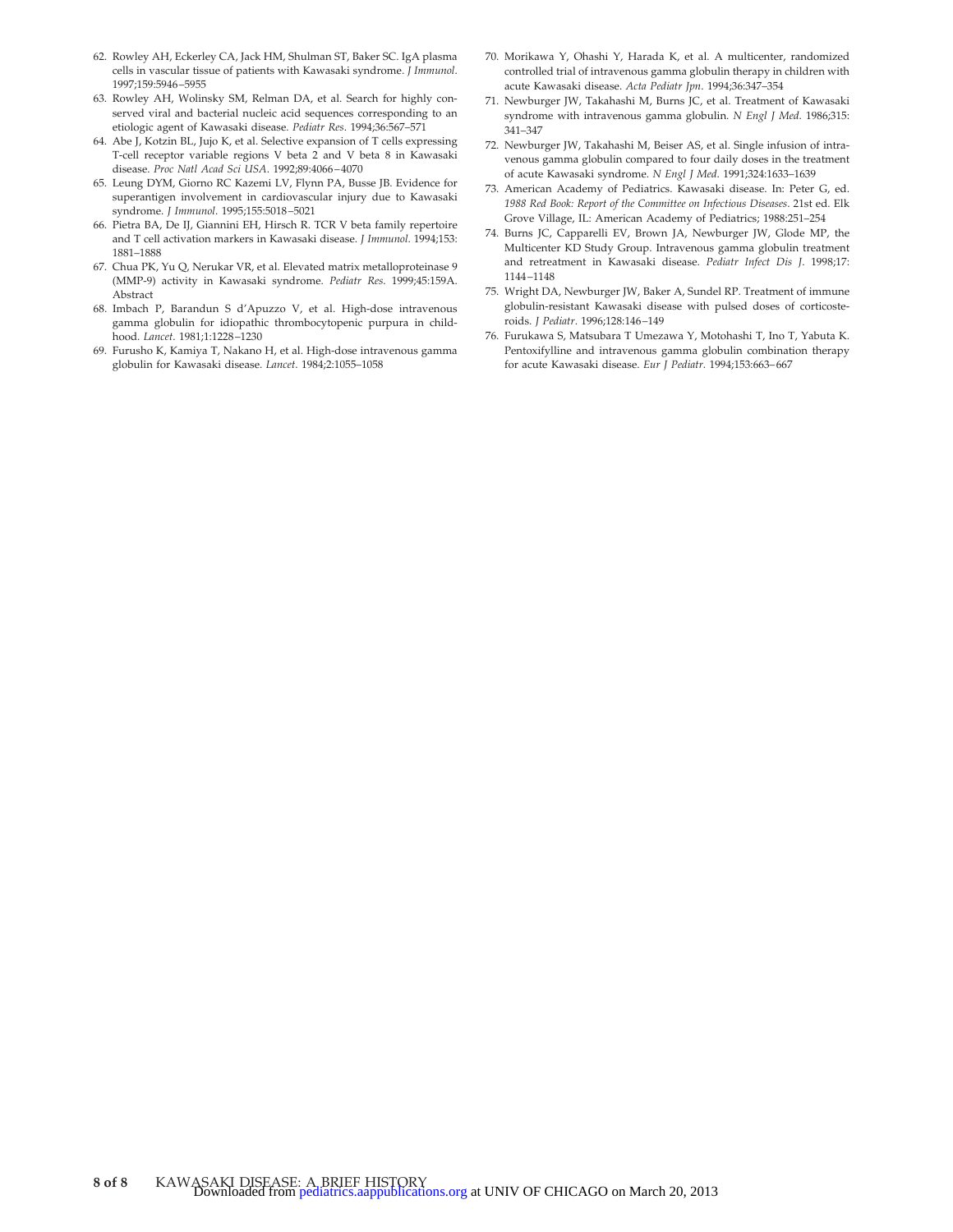62. Rowley AH, Eckerley CA, Jack HM, Shulman ST, Baker SC. IgA plasma cells in vascular tissue of patients with Kawasaki syndrome. *J Immunol*. 1997;159:5946–5955
63. Rowley AH, Wolinsky SM, Relman DA, et al. Search for highly conserved viral and bacterial nucleic acid sequences corresponding to an etiologic agent of Kawasaki disease. *Pediatr Res*. 1994;36:567–571
64. Abe J, Kotzin BL, Jujo K, et al. Selective expansion of T cells expressing T-cell receptor variable regions V beta 2 and V beta 8 in Kawasaki disease. *Proc Natl Acad Sci USA*. 1992;89:4066–4070
65. Leung DYM, Giorno RC Kazemi LV, Flynn PA, Busse JB. Evidence for superantigen involvement in cardiovascular injury due to Kawasaki syndrome. *J Immunol*. 1995;155:5018–5021
66. Pietra BA, De IJ, Giannini EH, Hirsch R. TCR V beta family repertoire and T cell activation markers in Kawasaki disease. *J Immunol*. 1994;153: 1881–1888
67. Chua PK, Yu Q, Nerukar VR, et al. Elevated matrix metalloproteinase 9 (MMP-9) activity in Kawasaki syndrome. *Pediatr Res*. 1999;45:159A. Abstract
68. Imbach P, Barandun S d'Apuzzo V, et al. High-dose intravenous gamma globulin for idiopathic thrombocytopenic purpura in childhood. *Lancet*. 1981;1:1228–1230
69. Furusho K, Kamiya T, Nakano H, et al. High-dose intravenous gamma globulin for Kawasaki disease. *Lancet*. 1984;2:1055–1058
70. Morikawa Y, Ohashi Y, Harada K, et al. A multicenter, randomized controlled trial of intravenous gamma globulin therapy in children with acute Kawasaki disease. *Acta Pediatr Jpn*. 1994;36:347–354
71. Newburger JW, Takahashi M, Burns JC, et al. Treatment of Kawasaki syndrome with intravenous gamma globulin. *N Engl J Med*. 1986;315: 341–347
72. Newburger JW, Takahashi M, Beiser AS, et al. Single infusion of intravenous gamma globulin compared to four daily doses in the treatment of acute Kawasaki syndrome. *N Engl J Med*. 1991;324:1633–1639
73. American Academy of Pediatrics. Kawasaki disease. In: Peter G, ed. *1988 Red Book: Report of the Committee on Infectious Diseases*. 21st ed. Elk Grove Village, IL: American Academy of Pediatrics; 1988:251–254
74. Burns JC, Capparelli EV, Brown JA, Newburger JW, Glode MP, the Multicenter KD Study Group. Intravenous gamma globulin treatment and retreatment in Kawasaki disease. *Pediatr Infect Dis J*. 1998;17: 1144–1148
75. Wright DA, Newburger JW, Baker A, Sundel RP. Treatment of immune globulin-resistant Kawasaki disease with pulsed doses of corticosteroids. *J Pediatr*. 1996;128:146–149
76. Furukawa S, Matsubara T Umezawa Y, Motohashi T, Ino T, Yabuta K. Pentoxifylline and intravenous gamma globulin combination therapy for acute Kawasaki disease. *Eur J Pediatr*. 1994;153:663–667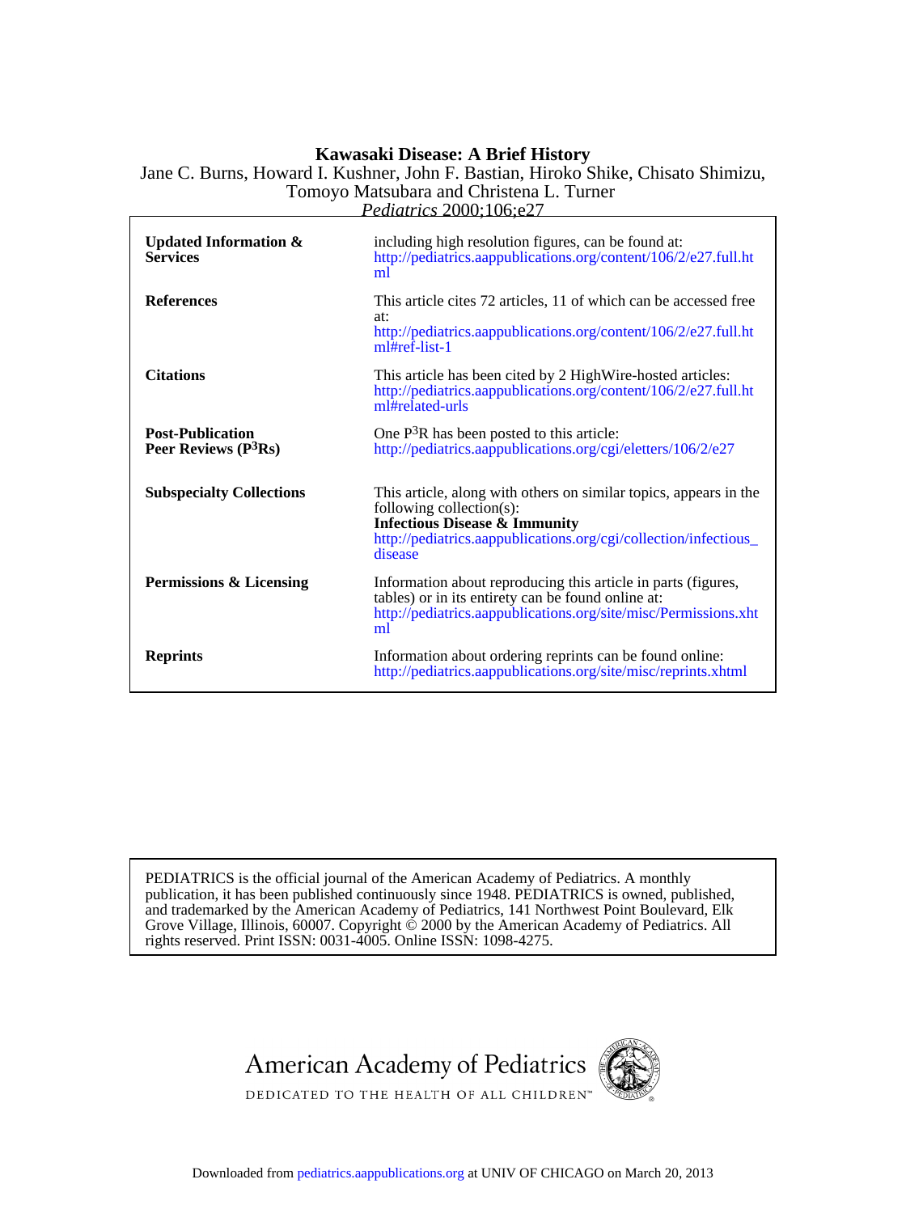# Kawasaki Disease: A Brief History

Jane C. Burns, Howard I. Kushner, John F. Bastian, Hiroko Shike, Chisato Shimizu, Tomoyo Matsubara and Christena L. Turner

*Pediatrics* 2000;106;e27

| | |
|---|---|
| **Updated Information & Services** | including high resolution figures, can be found at: http://pediatrics.aappublications.org/content/106/2/e27.full.html |
| **References** | This article cites 72 articles, 11 of which can be accessed free at: http://pediatrics.aappublications.org/content/106/2/e27.full.html#ref-list-1 |
| **Citations** | This article has been cited by 2 HighWire-hosted articles: http://pediatrics.aappublications.org/content/106/2/e27.full.html#related-urls |
| **Post-Publication Peer Reviews (P[3]Rs)** | One P[3]R has been posted to this article: http://pediatrics.aappublications.org/cgi/eletters/106/2/e27 |
| **Subspecialty Collections** | This article, along with others on similar topics, appears in the following collection(s): **Infectious Disease & Immunity** http://pediatrics.aappublications.org/cgi/collection/infectious_disease |
| **Permissions & Licensing** | Information about reproducing this article in parts (figures, tables) or in its entirety can be found online at: http://pediatrics.aappublications.org/site/misc/Permissions.xhtml |
| **Reprints** | Information about ordering reprints can be found online: http://pediatrics.aappublications.org/site/misc/reprints.xhtml |

PEDIATRICS is the official journal of the American Academy of Pediatrics. A monthly publication, it has been published continuously since 1948. PEDIATRICS is owned, published, and trademarked by the American Academy of Pediatrics, 141 Northwest Point Boulevard, Elk Grove Village, Illinois, 60007. Copyright © 2000 by the American Academy of Pediatrics. All rights reserved. Print ISSN: 0031-4005. Online ISSN: 1098-4275.

American Academy of Pediatrics

DEDICATED TO THE HEALTH OF ALL CHILDREN™

Downloaded from pediatrics.aappublications.org at UNIV OF CHICAGO on March 20, 2013